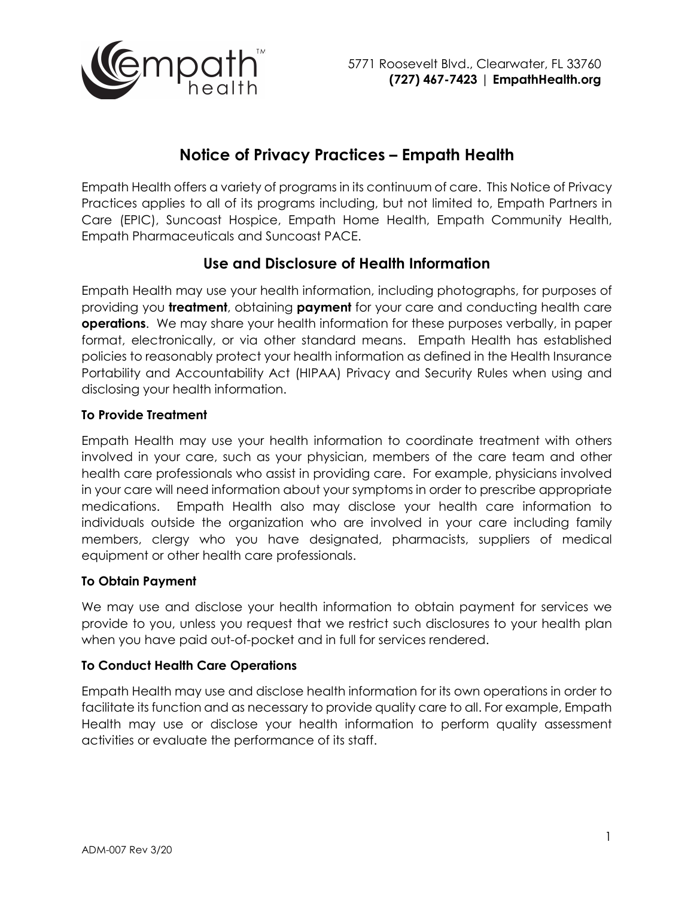5771 Roosevelt Blvd., Clearwater, FL 33760
**(727) 467-7423** | **EmpathHealth.org**

# Notice of Privacy Practices – Empath Health

Empath Health offers a variety of programs in its continuum of care. This Notice of Privacy Practices applies to all of its programs including, but not limited to, Empath Partners in Care (EPIC), Suncoast Hospice, Empath Home Health, Empath Community Health, Empath Pharmaceuticals and Suncoast PACE.

## Use and Disclosure of Health Information

Empath Health may use your health information, including photographs, for purposes of providing you **treatment**, obtaining **payment** for your care and conducting health care **operations**. We may share your health information for these purposes verbally, in paper format, electronically, or via other standard means. Empath Health has established policies to reasonably protect your health information as defined in the Health Insurance Portability and Accountability Act (HIPAA) Privacy and Security Rules when using and disclosing your health information.

### To Provide Treatment

Empath Health may use your health information to coordinate treatment with others involved in your care, such as your physician, members of the care team and other health care professionals who assist in providing care. For example, physicians involved in your care will need information about your symptoms in order to prescribe appropriate medications. Empath Health also may disclose your health care information to individuals outside the organization who are involved in your care including family members, clergy who you have designated, pharmacists, suppliers of medical equipment or other health care professionals.

### To Obtain Payment

We may use and disclose your health information to obtain payment for services we provide to you, unless you request that we restrict such disclosures to your health plan when you have paid out-of-pocket and in full for services rendered.

### To Conduct Health Care Operations

Empath Health may use and disclose health information for its own operations in order to facilitate its function and as necessary to provide quality care to all. For example, Empath Health may use or disclose your health information to perform quality assessment activities or evaluate the performance of its staff.

ADM-007 Rev 3/20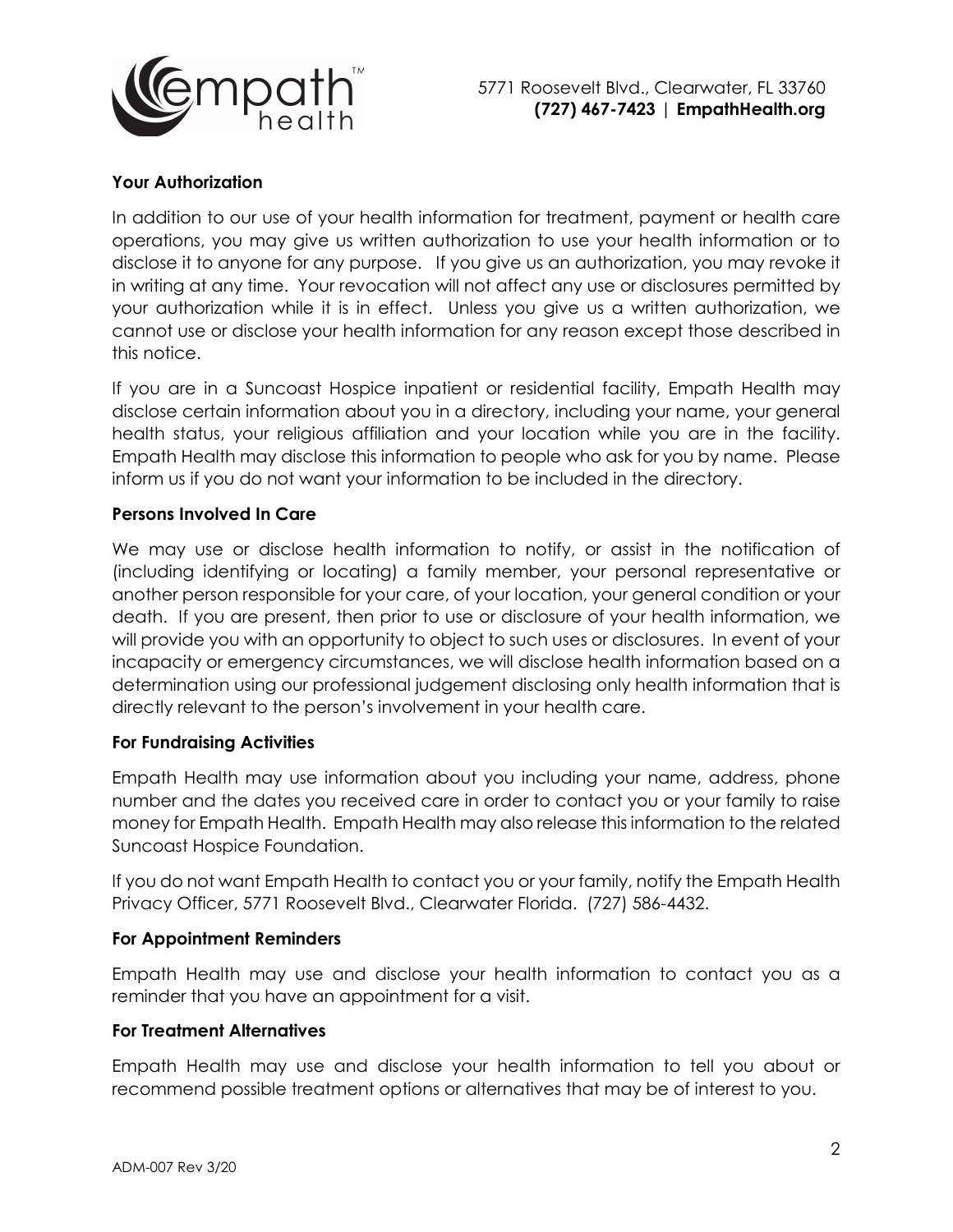### Your Authorization

In addition to our use of your health information for treatment, payment or health care operations, you may give us written authorization to use your health information or to disclose it to anyone for any purpose. If you give us an authorization, you may revoke it in writing at any time. Your revocation will not affect any use or disclosures permitted by your authorization while it is in effect. Unless you give us a written authorization, we cannot use or disclose your health information for any reason except those described in this notice.

If you are in a Suncoast Hospice inpatient or residential facility, Empath Health may disclose certain information about you in a directory, including your name, your general health status, your religious affiliation and your location while you are in the facility. Empath Health may disclose this information to people who ask for you by name. Please inform us if you do not want your information to be included in the directory.

### Persons Involved In Care

We may use or disclose health information to notify, or assist in the notification of (including identifying or locating) a family member, your personal representative or another person responsible for your care, of your location, your general condition or your death. If you are present, then prior to use or disclosure of your health information, we will provide you with an opportunity to object to such uses or disclosures. In event of your incapacity or emergency circumstances, we will disclose health information based on a determination using our professional judgement disclosing only health information that is directly relevant to the person's involvement in your health care.

### For Fundraising Activities

Empath Health may use information about you including your name, address, phone number and the dates you received care in order to contact you or your family to raise money for Empath Health. Empath Health may also release this information to the related Suncoast Hospice Foundation.

If you do not want Empath Health to contact you or your family, notify the Empath Health Privacy Officer, 5771 Roosevelt Blvd., Clearwater Florida. (727) 586-4432.

### For Appointment Reminders

Empath Health may use and disclose your health information to contact you as a reminder that you have an appointment for a visit.

### For Treatment Alternatives

Empath Health may use and disclose your health information to tell you about or recommend possible treatment options or alternatives that may be of interest to you.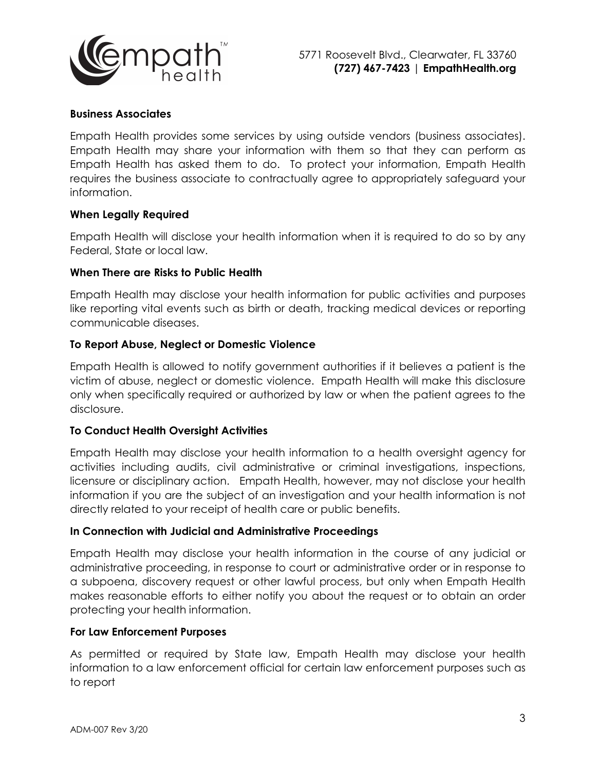**Business Associates**

Empath Health provides some services by using outside vendors (business associates). Empath Health may share your information with them so that they can perform as Empath Health has asked them to do. To protect your information, Empath Health requires the business associate to contractually agree to appropriately safeguard your information.

**When Legally Required**

Empath Health will disclose your health information when it is required to do so by any Federal, State or local law.

**When There are Risks to Public Health**

Empath Health may disclose your health information for public activities and purposes like reporting vital events such as birth or death, tracking medical devices or reporting communicable diseases.

**To Report Abuse, Neglect or Domestic Violence**

Empath Health is allowed to notify government authorities if it believes a patient is the victim of abuse, neglect or domestic violence. Empath Health will make this disclosure only when specifically required or authorized by law or when the patient agrees to the disclosure.

**To Conduct Health Oversight Activities**

Empath Health may disclose your health information to a health oversight agency for activities including audits, civil administrative or criminal investigations, inspections, licensure or disciplinary action. Empath Health, however, may not disclose your health information if you are the subject of an investigation and your health information is not directly related to your receipt of health care or public benefits.

**In Connection with Judicial and Administrative Proceedings**

Empath Health may disclose your health information in the course of any judicial or administrative proceeding, in response to court or administrative order or in response to a subpoena, discovery request or other lawful process, but only when Empath Health makes reasonable efforts to either notify you about the request or to obtain an order protecting your health information.

**For Law Enforcement Purposes**

As permitted or required by State law, Empath Health may disclose your health information to a law enforcement official for certain law enforcement purposes such as to report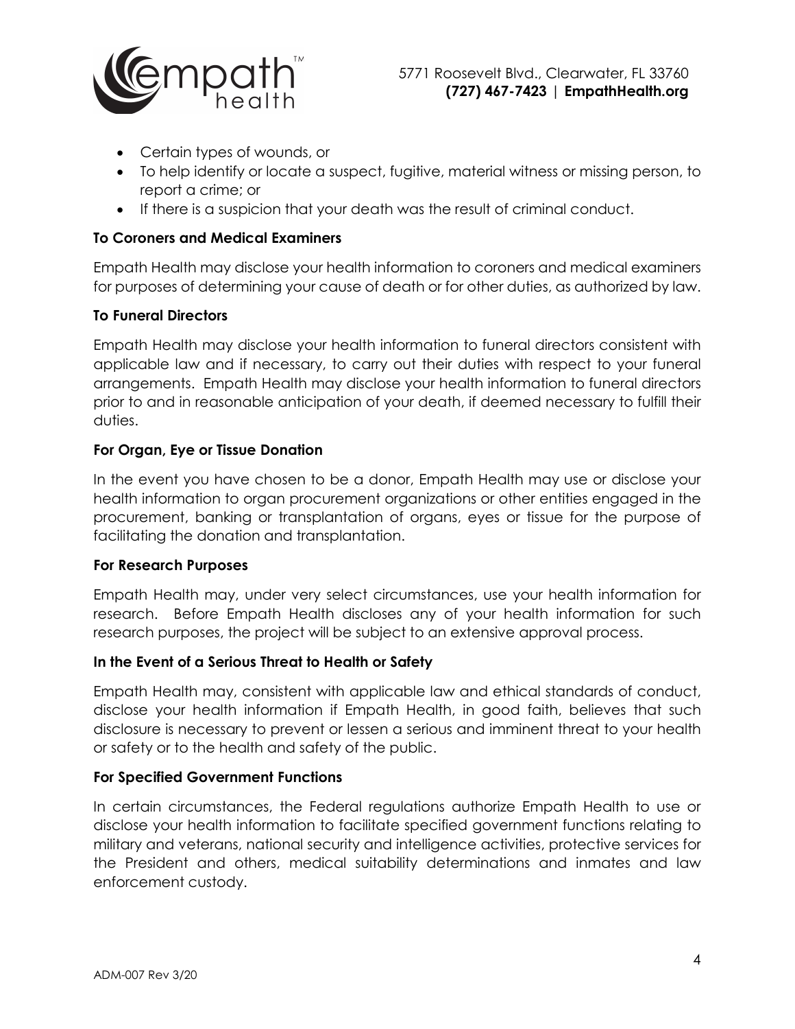- Certain types of wounds, or
- To help identify or locate a suspect, fugitive, material witness or missing person, to report a crime; or
- If there is a suspicion that your death was the result of criminal conduct.

**To Coroners and Medical Examiners**

Empath Health may disclose your health information to coroners and medical examiners for purposes of determining your cause of death or for other duties, as authorized by law.

**To Funeral Directors**

Empath Health may disclose your health information to funeral directors consistent with applicable law and if necessary, to carry out their duties with respect to your funeral arrangements. Empath Health may disclose your health information to funeral directors prior to and in reasonable anticipation of your death, if deemed necessary to fulfill their duties.

**For Organ, Eye or Tissue Donation**

In the event you have chosen to be a donor, Empath Health may use or disclose your health information to organ procurement organizations or other entities engaged in the procurement, banking or transplantation of organs, eyes or tissue for the purpose of facilitating the donation and transplantation.

**For Research Purposes**

Empath Health may, under very select circumstances, use your health information for research. Before Empath Health discloses any of your health information for such research purposes, the project will be subject to an extensive approval process.

**In the Event of a Serious Threat to Health or Safety**

Empath Health may, consistent with applicable law and ethical standards of conduct, disclose your health information if Empath Health, in good faith, believes that such disclosure is necessary to prevent or lessen a serious and imminent threat to your health or safety or to the health and safety of the public.

**For Specified Government Functions**

In certain circumstances, the Federal regulations authorize Empath Health to use or disclose your health information to facilitate specified government functions relating to military and veterans, national security and intelligence activities, protective services for the President and others, medical suitability determinations and inmates and law enforcement custody.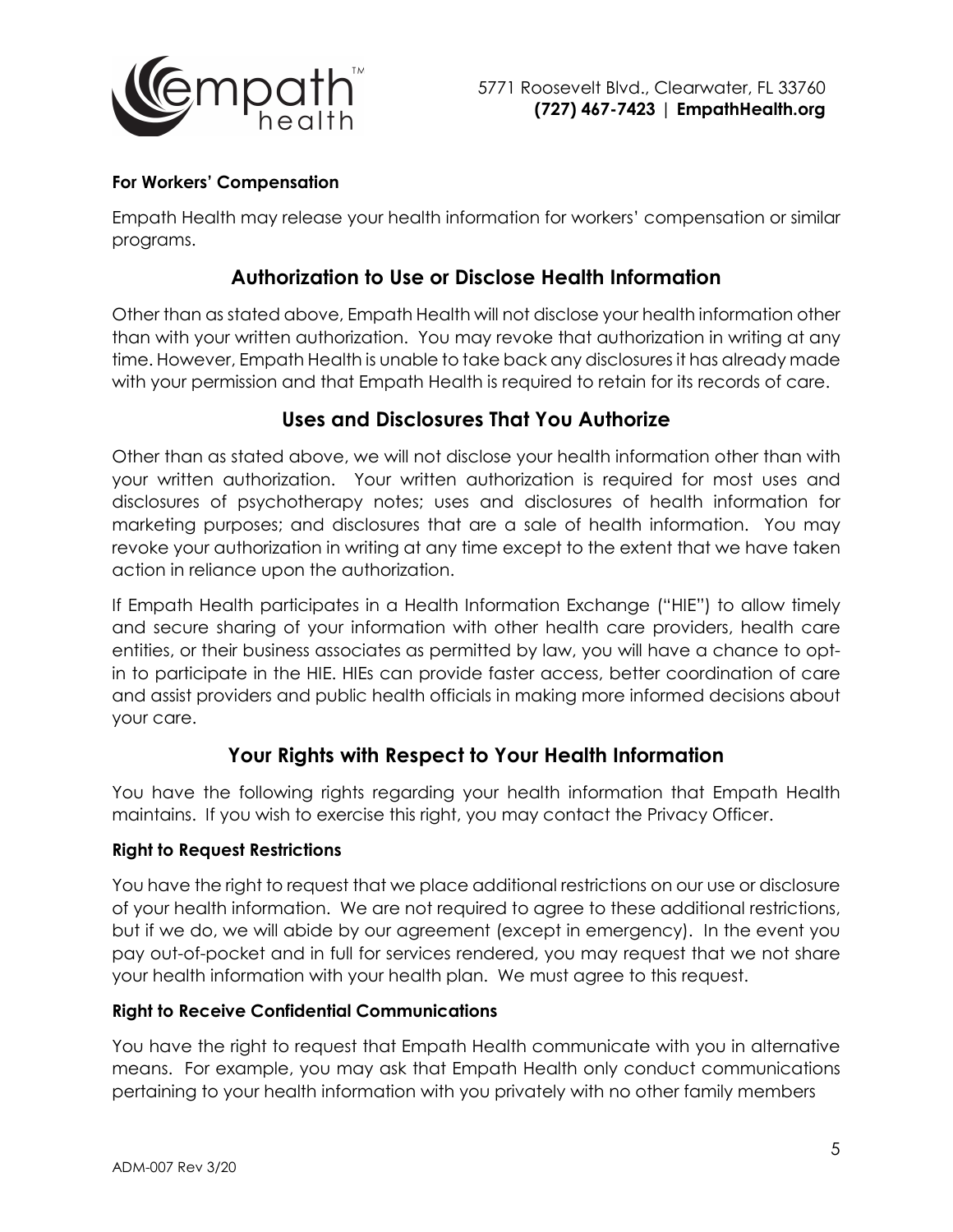#### For Workers' Compensation

Empath Health may release your health information for workers' compensation or similar programs.

## Authorization to Use or Disclose Health Information

Other than as stated above, Empath Health will not disclose your health information other than with your written authorization. You may revoke that authorization in writing at any time. However, Empath Health is unable to take back any disclosures it has already made with your permission and that Empath Health is required to retain for its records of care.

## Uses and Disclosures That You Authorize

Other than as stated above, we will not disclose your health information other than with your written authorization. Your written authorization is required for most uses and disclosures of psychotherapy notes; uses and disclosures of health information for marketing purposes; and disclosures that are a sale of health information. You may revoke your authorization in writing at any time except to the extent that we have taken action in reliance upon the authorization.

If Empath Health participates in a Health Information Exchange ("HIE") to allow timely and secure sharing of your information with other health care providers, health care entities, or their business associates as permitted by law, you will have a chance to opt-in to participate in the HIE. HIEs can provide faster access, better coordination of care and assist providers and public health officials in making more informed decisions about your care.

## Your Rights with Respect to Your Health Information

You have the following rights regarding your health information that Empath Health maintains. If you wish to exercise this right, you may contact the Privacy Officer.

#### Right to Request Restrictions

You have the right to request that we place additional restrictions on our use or disclosure of your health information. We are not required to agree to these additional restrictions, but if we do, we will abide by our agreement (except in emergency). In the event you pay out-of-pocket and in full for services rendered, you may request that we not share your health information with your health plan. We must agree to this request.

#### Right to Receive Confidential Communications

You have the right to request that Empath Health communicate with you in alternative means. For example, you may ask that Empath Health only conduct communications pertaining to your health information with you privately with no other family members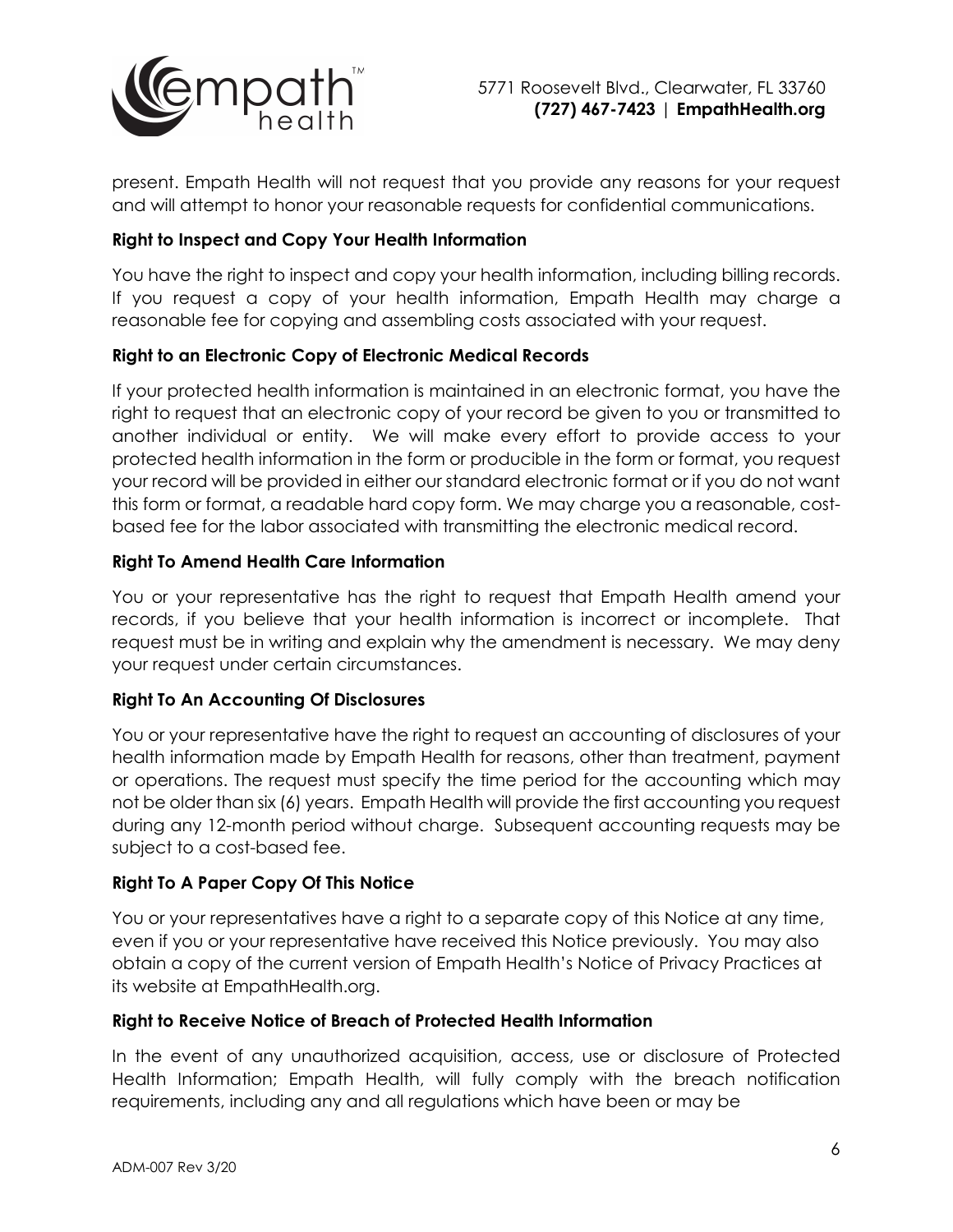present. Empath Health will not request that you provide any reasons for your request and will attempt to honor your reasonable requests for confidential communications.

**Right to Inspect and Copy Your Health Information**

You have the right to inspect and copy your health information, including billing records. If you request a copy of your health information, Empath Health may charge a reasonable fee for copying and assembling costs associated with your request.

**Right to an Electronic Copy of Electronic Medical Records**

If your protected health information is maintained in an electronic format, you have the right to request that an electronic copy of your record be given to you or transmitted to another individual or entity. We will make every effort to provide access to your protected health information in the form or producible in the form or format, you request your record will be provided in either our standard electronic format or if you do not want this form or format, a readable hard copy form. We may charge you a reasonable, cost-based fee for the labor associated with transmitting the electronic medical record.

**Right To Amend Health Care Information**

You or your representative has the right to request that Empath Health amend your records, if you believe that your health information is incorrect or incomplete. That request must be in writing and explain why the amendment is necessary. We may deny your request under certain circumstances.

**Right To An Accounting Of Disclosures**

You or your representative have the right to request an accounting of disclosures of your health information made by Empath Health for reasons, other than treatment, payment or operations. The request must specify the time period for the accounting which may not be older than six (6) years. Empath Health will provide the first accounting you request during any 12-month period without charge. Subsequent accounting requests may be subject to a cost-based fee.

**Right To A Paper Copy Of This Notice**

You or your representatives have a right to a separate copy of this Notice at any time, even if you or your representative have received this Notice previously. You may also obtain a copy of the current version of Empath Health's Notice of Privacy Practices at its website at EmpathHealth.org.

**Right to Receive Notice of Breach of Protected Health Information**

In the event of any unauthorized acquisition, access, use or disclosure of Protected Health Information; Empath Health, will fully comply with the breach notification requirements, including any and all regulations which have been or may be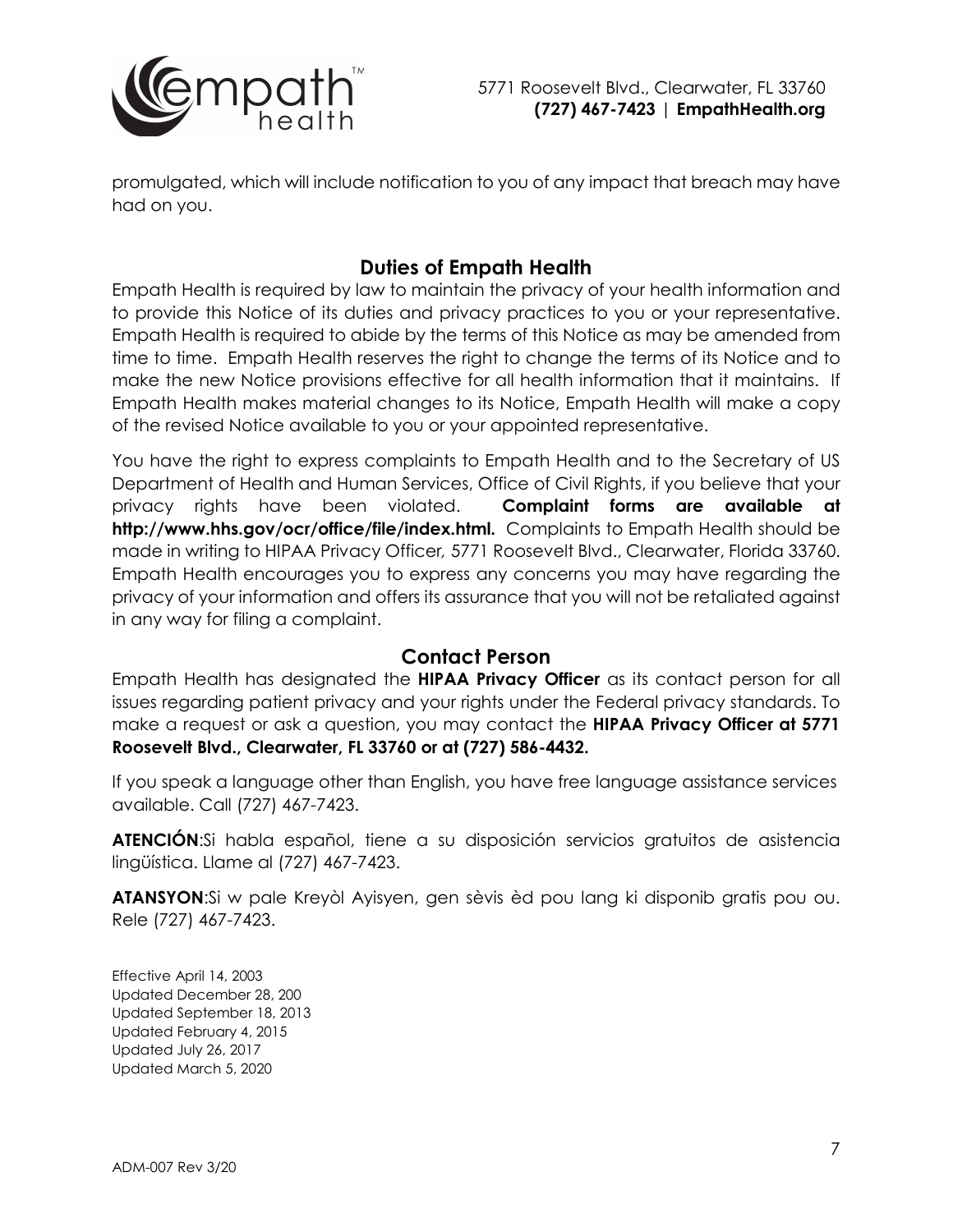promulgated, which will include notification to you of any impact that breach may have had on you.

## Duties of Empath Health

Empath Health is required by law to maintain the privacy of your health information and to provide this Notice of its duties and privacy practices to you or your representative. Empath Health is required to abide by the terms of this Notice as may be amended from time to time. Empath Health reserves the right to change the terms of its Notice and to make the new Notice provisions effective for all health information that it maintains. If Empath Health makes material changes to its Notice, Empath Health will make a copy of the revised Notice available to you or your appointed representative.

You have the right to express complaints to Empath Health and to the Secretary of US Department of Health and Human Services, Office of Civil Rights, if you believe that your privacy rights have been violated. **Complaint forms are available at http://www.hhs.gov/ocr/office/file/index.html.** Complaints to Empath Health should be made in writing to HIPAA Privacy Officer, 5771 Roosevelt Blvd., Clearwater, Florida 33760. Empath Health encourages you to express any concerns you may have regarding the privacy of your information and offers its assurance that you will not be retaliated against in any way for filing a complaint.

## Contact Person

Empath Health has designated the **HIPAA Privacy Officer** as its contact person for all issues regarding patient privacy and your rights under the Federal privacy standards. To make a request or ask a question, you may contact the **HIPAA Privacy Officer at 5771 Roosevelt Blvd., Clearwater, FL 33760 or at (727) 586-4432.**

If you speak a language other than English, you have free language assistance services available. Call (727) 467-7423.

**ATENCIÓN**:Si habla español, tiene a su disposición servicios gratuitos de asistencia lingüística. Llame al (727) 467-7423.

**ATANSYON**:Si w pale Kreyòl Ayisyen, gen sèvis èd pou lang ki disponib gratis pou ou. Rele (727) 467-7423.

Effective April 14, 2003
Updated December 28, 200
Updated September 18, 2013
Updated February 4, 2015
Updated July 26, 2017
Updated March 5, 2020

ADM-007 Rev 3/20